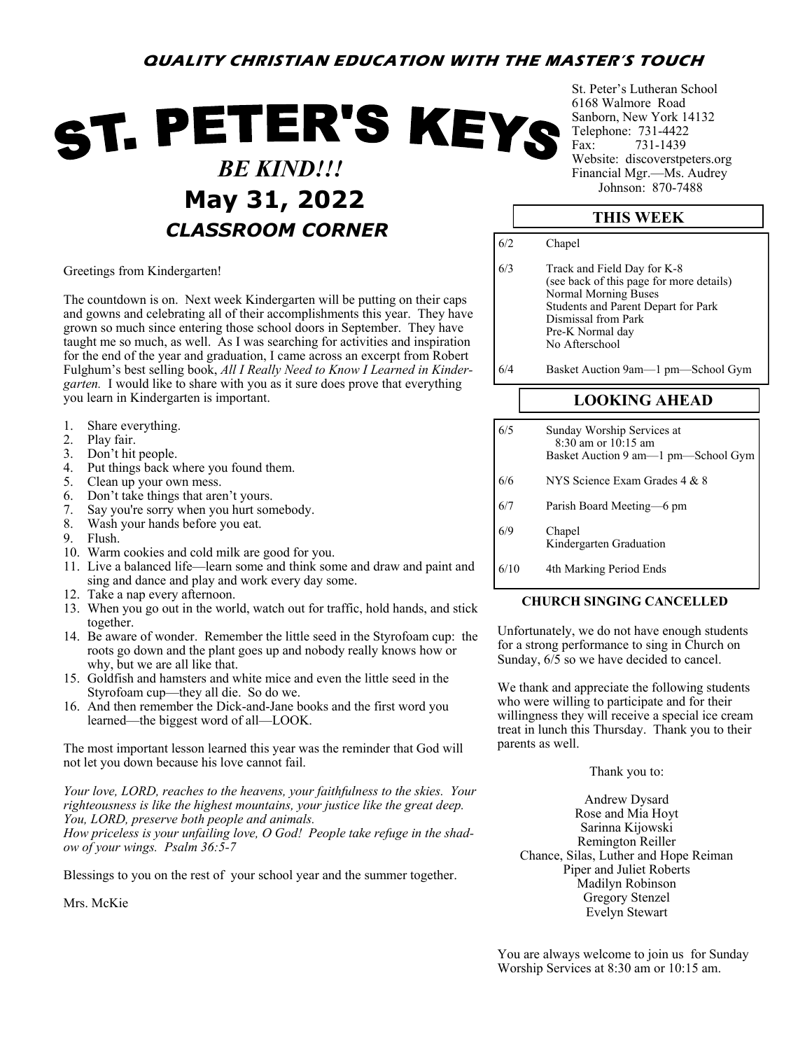**QUALITY CHRISTIAN EDUCATION WITH THE MASTER'S TOUCH**

# ST. PETER'S KEYS

***BE KIND!!!***

## May 31, 2022

### *CLASSROOM CORNER*

St. Peter's Lutheran School
6168 Walmore Road
Sanborn, New York 14132
Telephone: 731-4422
Fax: 731-1439
Website: discoverstpeters.org
Financial Mgr.—Ms. Audrey Johnson: 870-7488

Greetings from Kindergarten!

The countdown is on. Next week Kindergarten will be putting on their caps and gowns and celebrating all of their accomplishments this year. They have grown so much since entering those school doors in September. They have taught me so much, as well. As I was searching for activities and inspiration for the end of the year and graduation, I came across an excerpt from Robert Fulghum's best selling book, *All I Really Need to Know I Learned in Kindergarten.* I would like to share with you as it sure does prove that everything you learn in Kindergarten is important.

1. Share everything.
2. Play fair.
3. Don't hit people.
4. Put things back where you found them.
5. Clean up your own mess.
6. Don't take things that aren't yours.
7. Say you're sorry when you hurt somebody.
8. Wash your hands before you eat.
9. Flush.
10. Warm cookies and cold milk are good for you.
11. Live a balanced life—learn some and think some and draw and paint and sing and dance and play and work every day some.
12. Take a nap every afternoon.
13. When you go out in the world, watch out for traffic, hold hands, and stick together.
14. Be aware of wonder. Remember the little seed in the Styrofoam cup: the roots go down and the plant goes up and nobody really knows how or why, but we are all like that.
15. Goldfish and hamsters and white mice and even the little seed in the Styrofoam cup—they all die. So do we.
16. And then remember the Dick-and-Jane books and the first word you learned—the biggest word of all—LOOK.

The most important lesson learned this year was the reminder that God will not let you down because his love cannot fail.

*Your love, LORD, reaches to the heavens, your faithfulness to the skies. Your righteousness is like the highest mountains, your justice like the great deep. You, LORD, preserve both people and animals.*
*How priceless is your unfailing love, O God! People take refuge in the shadow of your wings. Psalm 36:5-7*

Blessings to you on the rest of your school year and the summer together.

Mrs. McKie

## THIS WEEK

| | |
|---|---|
| 6/2 | Chapel |
| 6/3 | Track and Field Day for K-8 (see back of this page for more details) Normal Morning Buses Students and Parent Depart for Park Dismissal from Park Pre-K Normal day No Afterschool |
| 6/4 | Basket Auction 9am—1 pm—School Gym |

## LOOKING AHEAD

| | |
|---|---|
| 6/5 | Sunday Worship Services at 8:30 am or 10:15 am Basket Auction 9 am—1 pm—School Gym |
| 6/6 | NYS Science Exam Grades 4 & 8 |
| 6/7 | Parish Board Meeting—6 pm |
| 6/9 | Chapel Kindergarten Graduation |
| 6/10 | 4th Marking Period Ends |

**CHURCH SINGING CANCELLED**

Unfortunately, we do not have enough students for a strong performance to sing in Church on Sunday, 6/5 so we have decided to cancel.

We thank and appreciate the following students who were willing to participate and for their willingness they will receive a special ice cream treat in lunch this Thursday. Thank you to their parents as well.

Thank you to:

Andrew Dysard
Rose and Mia Hoyt
Sarinna Kijowski
Remington Reiller
Chance, Silas, Luther and Hope Reiman
Piper and Juliet Roberts
Madilyn Robinson
Gregory Stenzel
Evelyn Stewart

You are always welcome to join us for Sunday Worship Services at 8:30 am or 10:15 am.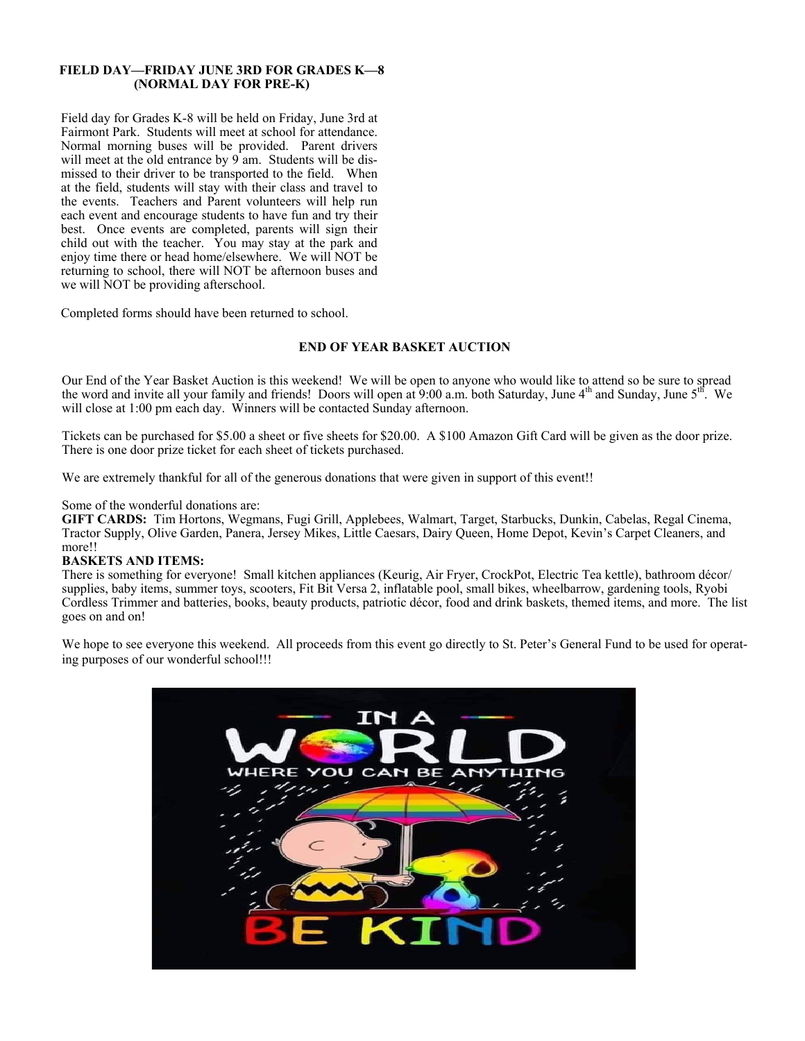### FIELD DAY—FRIDAY JUNE 3RD FOR GRADES K—8 (NORMAL DAY FOR PRE-K)

Field day for Grades K-8 will be held on Friday, June 3rd at Fairmont Park. Students will meet at school for attendance. Normal morning buses will be provided. Parent drivers will meet at the old entrance by 9 am. Students will be dismissed to their driver to be transported to the field. When at the field, students will stay with their class and travel to the events. Teachers and Parent volunteers will help run each event and encourage students to have fun and try their best. Once events are completed, parents will sign their child out with the teacher. You may stay at the park and enjoy time there or head home/elsewhere. We will NOT be returning to school, there will NOT be afternoon buses and we will NOT be providing afterschool.

Completed forms should have been returned to school.

### END OF YEAR BASKET AUCTION

Our End of the Year Basket Auction is this weekend! We will be open to anyone who would like to attend so be sure to spread the word and invite all your family and friends! Doors will open at 9:00 a.m. both Saturday, June 4th and Sunday, June 5th. We will close at 1:00 pm each day. Winners will be contacted Sunday afternoon.

Tickets can be purchased for $5.00 a sheet or five sheets for $20.00. A $100 Amazon Gift Card will be given as the door prize. There is one door prize ticket for each sheet of tickets purchased.

We are extremely thankful for all of the generous donations that were given in support of this event!!

Some of the wonderful donations are:

**GIFT CARDS:** Tim Hortons, Wegmans, Fugi Grill, Applebees, Walmart, Target, Starbucks, Dunkin, Cabelas, Regal Cinema, Tractor Supply, Olive Garden, Panera, Jersey Mikes, Little Caesars, Dairy Queen, Home Depot, Kevin's Carpet Cleaners, and more!!

**BASKETS AND ITEMS:**

There is something for everyone! Small kitchen appliances (Keurig, Air Fryer, CrockPot, Electric Tea kettle), bathroom décor/supplies, baby items, summer toys, scooters, Fit Bit Versa 2, inflatable pool, small bikes, wheelbarrow, gardening tools, Ryobi Cordless Trimmer and batteries, books, beauty products, patriotic décor, food and drink baskets, themed items, and more. The list goes on and on!

We hope to see everyone this weekend. All proceeds from this event go directly to St. Peter's General Fund to be used for operating purposes of our wonderful school!!!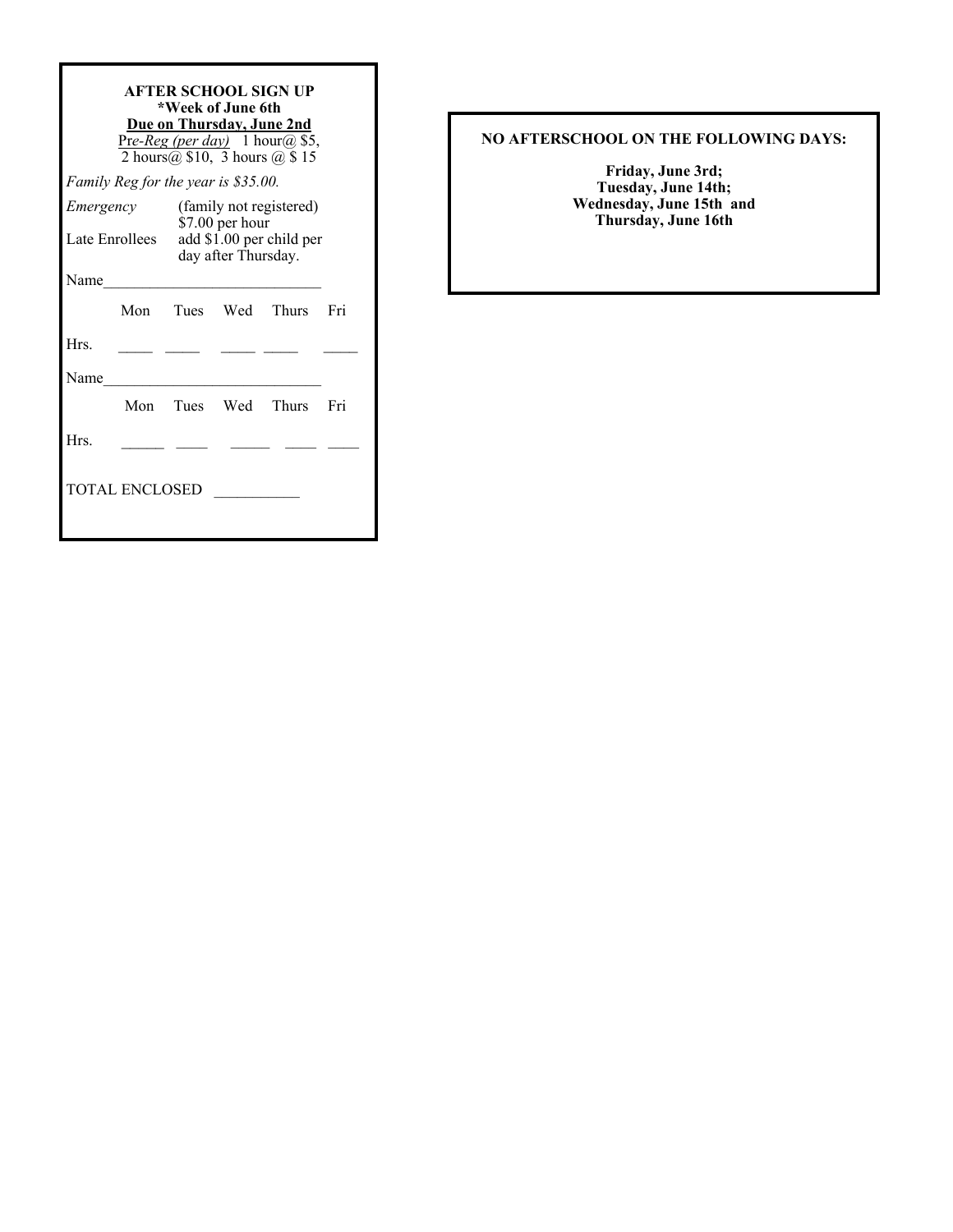**AFTER SCHOOL SIGN UP**
**\*Week of June 6th**
**Due on Thursday, June 2nd**
*Pre-Reg (per day)* 1 hour@ $5, 2 hours@ $10, 3 hours @ $ 15

*Family Reg for the year is $35.00.*

*Emergency* (family not registered) $7.00 per hour

Late Enrollees add $1.00 per child per day after Thursday.

Name____________________________

| | Mon | Tues | Wed | Thurs | Fri |
|---|---|---|---|---|---|
| Hrs. | ____ | ____ | ____ | ____ | ____ |

Name____________________________

| | Mon | Tues | Wed | Thurs | Fri |
|---|---|---|---|---|---|
| Hrs. | _____ | ____ | _____ | ____ | ____ |

TOTAL ENCLOSED ___________

**NO AFTERSCHOOL ON THE FOLLOWING DAYS:**

**Friday, June 3rd;**
**Tuesday, June 14th;**
**Wednesday, June 15th and**
**Thursday, June 16th**